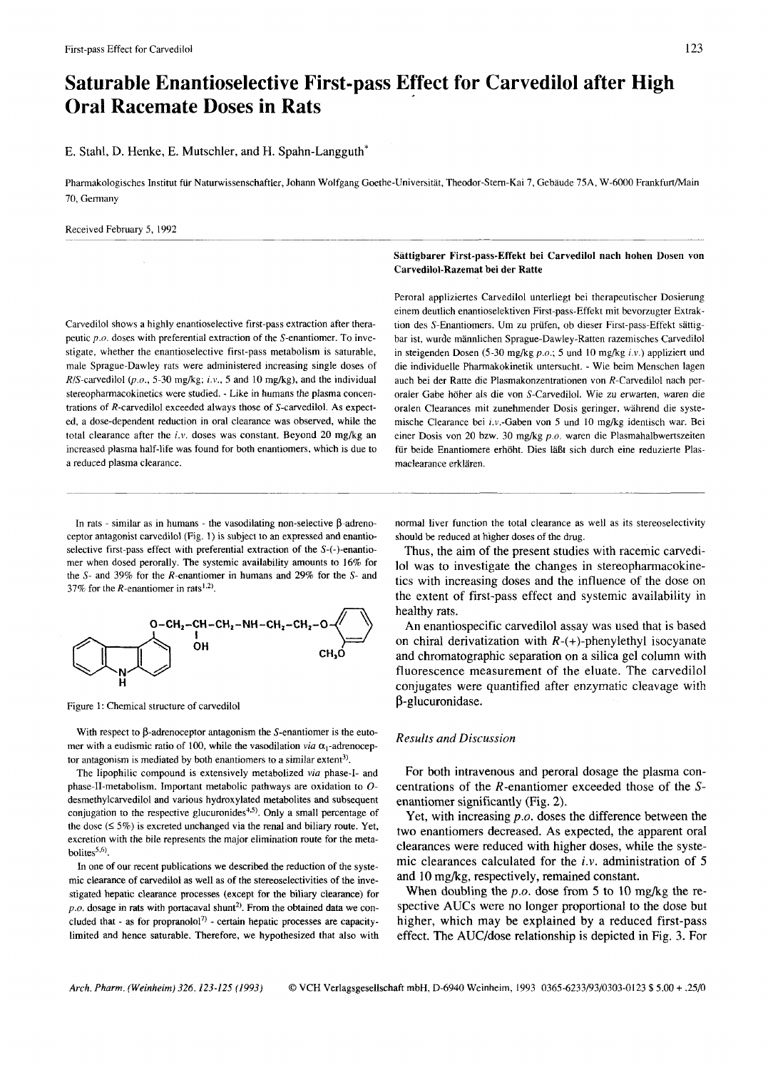# Saturable Enantioselective First-pass Effect for Carvedilol after High Oral Racemate Doses in Rats

E. Stahl, D. Henke, E. Mutschler, and H. Spahn-Langguth*

Pharmakologisches Institut für Naturwissenschaftler, Johann Wolfgang Goethe-Universität, Theodor-Stern-Kai 7, Gebäude 75A, W-6000 Frankfurt/Main 70, Germany

Received February 5, 1992

Carvedilol shows a highly enantioselective first-pass extraction after therapeutic *p.o.* doses with preferential extraction of the *S*-enantiomer. To investigate, whether the enantioselective first-pass metabolism is saturable, male Sprague-Dawley rats were administered increasing single doses of *R/S*-carvedilol (*p.o.*, 5-30 mg/kg; *i.v.*, 5 and 10 mg/kg), and the individual stereopharmacokinetics were studied. - Like in humans the plasma concentrations of *R*-carvedilol exceeded always those of *S*-carvedilol. As expected, a dose-dependent reduction in oral clearance was observed, while the total clearance after the *i.v.* doses was constant. Beyond 20 mg/kg an increased plasma half-life was found for both enantiomers, which is due to a reduced plasma clearance.

**Sättigbarer First-pass-Effekt bei Carvedilol nach hohen Dosen von Carvedilol-Razemat bei der Ratte**

Peroral appliziertes Carvedilol unterliegt bei therapeutischer Dosierung einem deutlich enantioselektiven First-pass-Effekt mit bevorzugter Extraktion des *S*-Enantiomers. Um zu prüfen, ob dieser First-pass-Effekt sättigbar ist, wurde männlichen Sprague-Dawley-Ratten razemisches Carvedilol in steigenden Dosen (5-30 mg/kg *p.o.*; 5 und 10 mg/kg *i.v.*) appliziert und die individuelle Pharmakokinetik untersucht. - Wie beim Menschen lagen auch bei der Ratte die Plasmakonzentrationen von *R*-Carvedilol nach peroraler Gabe höher als die von *S*-Carvedilol. Wie zu erwarten, waren die oralen Clearances mit zunehmender Dosis geringer, während die systemische Clearance bei *i.v.*-Gaben von 5 und 10 mg/kg identisch war. Bei einer Dosis von 20 bzw. 30 mg/kg *p.o.* waren die Plasmahalbwertszeiten für beide Enantiomere erhöht. Dies läßt sich durch eine reduzierte Plasmaclearance erklären.

In rats - similar as in humans - the vasodilating non-selective β-adrenoceptor antagonist carvedilol (Fig. 1) is subject to an expressed and enantioselective first-pass effect with preferential extraction of the *S*-(-)-enantiomer when dosed perorally. The systemic availability amounts to 16% for the *S*- and 39% for the *R*-enantiomer in humans and 29% for the *S*- and 37% for the *R*-enantiomer in rats[1,2].

Figure 1: Chemical structure of carvedilol

With respect to β-adrenoceptor antagonism the *S*-enantiomer is the eutomer with a eudismic ratio of 100, while the vasodilation *via* $\alpha_1$-adrenoceptor antagonism is mediated by both enantiomers to a similar extent[3].

The lipophilic compound is extensively metabolized *via* phase-I- and phase-II-metabolism. Important metabolic pathways are oxidation to *O*-desmethylcarvedilol and various hydroxylated metabolites and subsequent conjugation to the respective glucuronides[4,5]. Only a small percentage of the dose (≤ 5%) is excreted unchanged via the renal and biliary route. Yet, excretion with the bile represents the major elimination route for the metabolites[5,6].

In one of our recent publications we described the reduction of the systemic clearance of carvedilol as well as of the stereoselectivities of the investigated hepatic clearance processes (except for the biliary clearance) for *p.o.* dosage in rats with portacaval shunt[2]. From the obtained data we concluded that - as for propranolol[7] - certain hepatic processes are capacity-limited and hence saturable. Therefore, we hypothesized that also with normal liver function the total clearance as well as its stereoselectivity should be reduced at higher doses of the drug.

Thus, the aim of the present studies with racemic carvedilol was to investigate the changes in stereopharmacokinetics with increasing doses and the influence of the dose on the extent of first-pass effect and systemic availability in healthy rats.

An enantiospecific carvedilol assay was used that is based on chiral derivatization with *R*-(+)-phenylethyl isocyanate and chromatographic separation on a silica gel column with fluorescence measurement of the eluate. The carvedilol conjugates were quantified after enzymatic cleavage with β-glucuronidase.

## *Results and Discussion*

For both intravenous and peroral dosage the plasma concentrations of the *R*-enantiomer exceeded those of the *S*-enantiomer significantly (Fig. 2).

Yet, with increasing *p.o.* doses the difference between the two enantiomers decreased. As expected, the apparent oral clearances were reduced with higher doses, while the systemic clearances calculated for the *i.v.* administration of 5 and 10 mg/kg, respectively, remained constant.

When doubling the *p.o.* dose from 5 to 10 mg/kg the respective AUCs were no longer proportional to the dose but higher, which may be explained by a reduced first-pass effect. The AUC/dose relationship is depicted in Fig. 3. For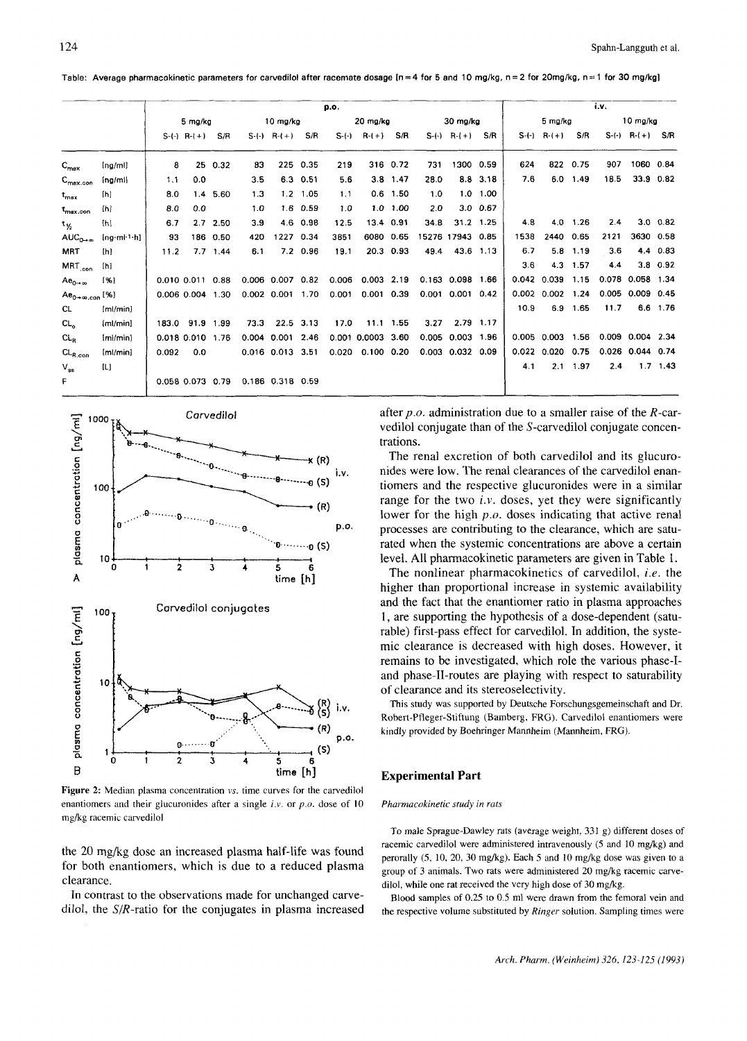Table: Average pharmacokinetic parameters for carvedilol after racemate dosage [n = 4 for 5 and 10 mg/kg, n = 2 for 20mg/kg, n = 1 for 30 mg/kg]

| | | p.o. | | | | | | | | | | | | i.v. | | | | | |
|---|---|---|---|---|---|---|---|---|---|---|---|---|---|---|---|---|---|---|---|
| | | 5 mg/kg | | | 10 mg/kg | | | 20 mg/kg | | | 30 mg/kg | | | 5 mg/kg | | | 10 mg/kg | | |
| | | S-(-) | R-(+) | S/R | S-(-) | R-(+) | S/R | S-(-) | R-(+) | S/R | S-(-) | R-(+) | S/R | S-(-) | R-(+) | S/R | S-(-) | R-(+) | S/R |
| $C_{max}$ | [ng/ml] | 8 | 25 | 0.32 | 83 | 225 | 0.35 | 219 | 316 | 0.72 | 731 | 1300 | 0.59 | 624 | 822 | 0.75 | 907 | 1060 | 0.84 |
| $C_{max.con}$ | [ng/ml] | 1.1 | 0.0 | | 3.5 | 6.3 | 0.51 | 5.6 | 3.8 | 1.47 | 28.0 | 8.8 | 3.18 | 7.6 | 6.0 | 1.49 | 18.5 | 33.9 | 0.82 |
| $t_{max}$ | [h] | 8.0 | 1.4 | 5.60 | 1.3 | 1.2 | 1.05 | 1.1 | 0.6 | 1.50 | 1.0 | 1.0 | 1.00 | | | | | | |
| $t_{max.con}$ | [h] | 8.0 | 0.0 | | 1.0 | 1.6 | 0.59 | 1.0 | 1.0 | 1.00 | 2.0 | 3.0 | 0.67 | | | | | | |
| $t_{½}$ | [h] | 6.7 | 2.7 | 2.50 | 3.9 | 4.6 | 0.98 | 12.5 | 13.4 | 0.91 | 34.8 | 31.2 | 1.25 | 4.8 | 4.0 | 1.26 | 2.4 | 3.0 | 0.82 |
| $AUC_{0\to\infty}$ | [ng·ml⁻¹·h] | 93 | 186 | 0.50 | 420 | 1227 | 0.34 | 3851 | 6080 | 0.65 | 15276 | 17943 | 0.85 | 1538 | 2440 | 0.65 | 2121 | 3630 | 0.58 |
| MRT | [h] | 11.2 | 7.7 | 1.44 | 6.1 | 7.2 | 0.96 | 19.1 | 20.3 | 0.93 | 49.4 | 43.6 | 1.13 | 6.7 | 5.8 | 1.19 | 3.6 | 4.4 | 0.83 |
| $MRT_{.con}$ | [h] | | | | | | | | | | | | | 3.6 | 4.3 | 1.57 | 4.4 | 3.8 | 0.92 |
| $Ae_{0\to\infty}$ | [%] | 0.010 | 0.011 | 0.88 | 0.006 | 0.007 | 0.82 | 0.006 | 0.003 | 2.19 | 0.163 | 0.098 | 1.66 | 0.042 | 0.039 | 1.15 | 0.078 | 0.058 | 1.34 |
| $Ae_{0\to\infty.con}$ | [%] | 0.006 | 0.004 | 1.30 | 0.002 | 0.001 | 1.70 | 0.001 | 0.001 | 0.39 | 0.001 | 0.001 | 0.42 | 0.002 | 0.002 | 1.24 | 0.005 | 0.009 | 0.45 |
| CL | [ml/min] | | | | | | | | | | | | | 10.9 | 6.9 | 1.65 | 11.7 | 6.6 | 1.76 |
| $CL_o$ | [ml/min] | 183.0 | 91.9 | 1.99 | 73.3 | 22.5 | 3.13 | 17.0 | 11.1 | 1.55 | 3.27 | 2.79 | 1.17 | | | | | | |
| $CL_R$ | [ml/min] | 0.018 | 0.010 | 1.76 | 0.004 | 0.001 | 2.46 | 0.001 | 0.0003 | 3.60 | 0.005 | 0.003 | 1.96 | 0.005 | 0.003 | 1.56 | 0.009 | 0.004 | 2.34 |
| $CL_{R.con}$ | [ml/min] | 0.092 | 0.0 | | 0.016 | 0.013 | 3.51 | 0.020 | 0.100 | 0.20 | 0.003 | 0.032 | 0.09 | 0.022 | 0.020 | 0.75 | 0.026 | 0.044 | 0.74 |
| $V_{ss}$ | [L] | | | | | | | | | | | | | 4.1 | 2.1 | 1.97 | 2.4 | 1.7 | 1.43 |
| F | | 0.058 | 0.073 | 0.79 | 0.186 | 0.318 | 0.59 | | | | | | | | | | | | |

Figure 2: Median plasma concentration *vs.* time curves for the carvedilol enantiomers and their glucuronides after a single *i.v.* or *p.o.* dose of 10 mg/kg racemic carvedilol

the 20 mg/kg dose an increased plasma half-life was found for both enantiomers, which is due to a reduced plasma clearance.

In contrast to the observations made for unchanged carvedilol, the *S/R*-ratio for the conjugates in plasma increased after *p.o.* administration due to a smaller raise of the *R*-carvedilol conjugate than of the *S*-carvedilol conjugate concentrations.

The renal excretion of both carvedilol and its glucuronides were low. The renal clearances of the carvedilol enantiomers and the respective glucuronides were in a similar range for the two *i.v.* doses, yet they were significantly lower for the high *p.o.* doses indicating that active renal processes are contributing to the clearance, which are saturated when the systemic concentrations are above a certain level. All pharmacokinetic parameters are given in Table 1.

The nonlinear pharmacokinetics of carvedilol, *i.e.* the higher than proportional increase in systemic availability and the fact that the enantiomer ratio in plasma approaches 1, are supporting the hypothesis of a dose-dependent (saturable) first-pass effect for carvedilol. In addition, the systemic clearance is decreased with high doses. However, it remains to be investigated, which role the various phase-I- and phase-II-routes are playing with respect to saturability of clearance and its stereoselectivity.

This study was supported by Deutsche Forschungsgemeinschaft and Dr. Robert-Pfleger-Stiftung (Bamberg, FRG). Carvedilol enantiomers were kindly provided by Boehringer Mannheim (Mannheim, FRG).

## Experimental Part

*Pharmacokinetic study in rats*

To male Sprague-Dawley rats (average weight, 331 g) different doses of racemic carvedilol were administered intravenously (5 and 10 mg/kg) and perorally (5, 10, 20, 30 mg/kg). Each 5 and 10 mg/kg dose was given to a group of 3 animals. Two rats were administered 20 mg/kg racemic carvedilol, while one rat received the very high dose of 30 mg/kg.

Blood samples of 0.25 to 0.5 ml were drawn from the femoral vein and the respective volume substituted by *Ringer* solution. Sampling times were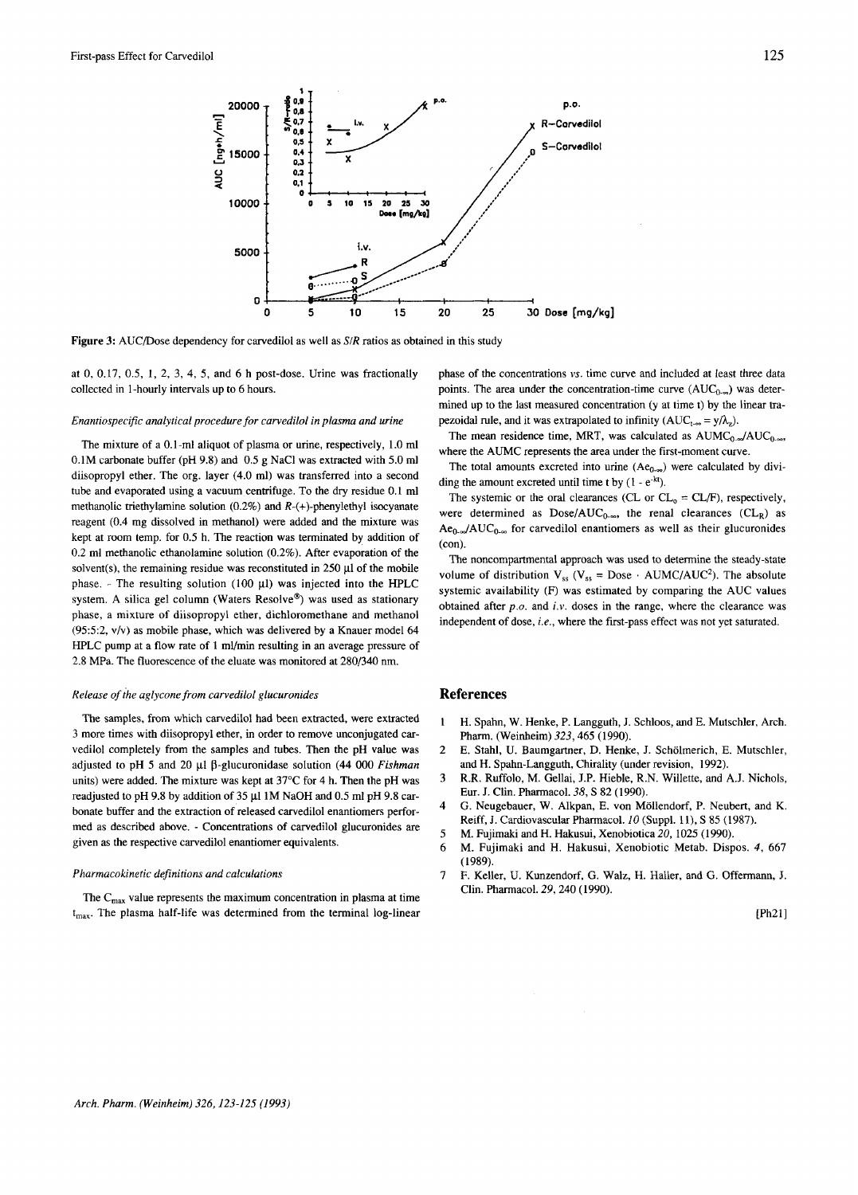AUC [ng•h/ml]

20000

15000

10000

5000

0

0 5 10 15 20 25 30 Dose [mg/kg]

S/R-ratio

1

0,9

0,8

0,7

0,6

0,5

0,4

0,3

0,2

0,1

0

0 5 10 15 20 25 30

Dose [mg/kg]

i.v.

p.o.

i.v.

R

S

p.o.

R–Carvedilol

S–Carvedilol

**Figure 3:** AUC/Dose dependency for carvedilol as well as *S*/*R* ratios as obtained in this study

at 0, 0.17, 0.5, 1, 2, 3, 4, 5, and 6 h post-dose. Urine was fractionally collected in 1-hourly intervals up to 6 hours.

*Enantiospecific analytical procedure for carvedilol in plasma and urine*

The mixture of a 0.1-ml aliquot of plasma or urine, respectively, 1.0 ml 0.1M carbonate buffer (pH 9.8) and 0.5 g NaCl was extracted with 5.0 ml diisopropyl ether. The org. layer (4.0 ml) was transferred into a second tube and evaporated using a vacuum centrifuge. To the dry residue 0.1 ml methanolic triethylamine solution (0.2%) and *R*-(+)-phenylethyl isocyanate reagent (0.4 mg dissolved in methanol) were added and the mixture was kept at room temp. for 0.5 h. The reaction was terminated by addition of 0.2 ml methanolic ethanolamine solution (0.2%). After evaporation of the solvent(s), the remaining residue was reconstituted in 250 µl of the mobile phase. - The resulting solution (100 µl) was injected into the HPLC system. A silica gel column (Waters Resolve®) was used as stationary phase, a mixture of diisopropyl ether, dichloromethane and methanol (95:5:2, v/v) as mobile phase, which was delivered by a Knauer model 64 HPLC pump at a flow rate of 1 ml/min resulting in an average pressure of 2.8 MPa. The fluorescence of the eluate was monitored at 280/340 nm.

*Release of the aglycone from carvedilol glucuronides*

The samples, from which carvedilol had been extracted, were extracted 3 more times with diisopropyl ether, in order to remove unconjugated carvedilol completely from the samples and tubes. Then the pH value was adjusted to pH 5 and 20 µl β-glucuronidase solution (44 000 *Fishman* units) were added. The mixture was kept at 37°C for 4 h. Then the pH was readjusted to pH 9.8 by addition of 35 µl 1M NaOH and 0.5 ml pH 9.8 carbonate buffer and the extraction of released carvedilol enantiomers performed as described above. - Concentrations of carvedilol glucuronides are given as the respective carvedilol enantiomer equivalents.

*Pharmacokinetic definitions and calculations*

The $C_{max}$ value represents the maximum concentration in plasma at time $t_{max}$. The plasma half-life was determined from the terminal log-linear phase of the concentrations *vs.* time curve and included at least three data points. The area under the concentration-time curve ($AUC_{0-\infty}$) was determined up to the last measured concentration (y at time t) by the linear trapezoidal rule, and it was extrapolated to infinity ($AUC_{t-\infty} = y/\lambda_z$).

The mean residence time, MRT, was calculated as $AUMC_{0-\infty}/AUC_{0-\infty}$, where the AUMC represents the area under the first-moment curve.

The total amounts excreted into urine ($Ae_{0-\infty}$) were calculated by dividing the amount excreted until time t by $(1 - e^{-kt})$.

The systemic or the oral clearances (CL or $CL_o$ = CL/F), respectively, were determined as $Dose/AUC_{0-\infty}$, the renal clearances ($CL_R$) as $Ae_{0-\infty}/AUC_{0-\infty}$ for carvedilol enantiomers as well as their glucuronides (con).

The noncompartmental approach was used to determine the steady-state volume of distribution $V_{ss}$ ($V_{ss}$ = Dose · AUMC/AUC²). The absolute systemic availability (F) was estimated by comparing the AUC values obtained after *p.o.* and *i.v.* doses in the range, where the clearance was independent of dose, *i.e.*, where the first-pass effect was not yet saturated.

## References

1. H. Spahn, W. Henke, P. Langguth, J. Schloos, and E. Mutschler, Arch. Pharm. (Weinheim) *323*, 465 (1990).
2. E. Stahl, U. Baumgartner, D. Henke, J. Schölmerich, E. Mutschler, and H. Spahn-Langguth, Chirality (under revision, 1992).
3. R.R. Ruffolo, M. Gellai, J.P. Hieble, R.N. Willette, and A.J. Nichols, Eur. J. Clin. Pharmacol. *38*, S 82 (1990).
4. G. Neugebauer, W. Alkpan, E. von Möllendorf, P. Neubert, and K. Reiff, J. Cardiovascular Pharmacol. *10* (Suppl. 11), S 85 (1987).
5. M. Fujimaki and H. Hakusui, Xenobiotica *20*, 1025 (1990).
6. M. Fujimaki and H. Hakusui, Xenobiotic Metab. Dispos. *4*, 667 (1989).
7. F. Keller, U. Kunzendorf, G. Walz, H. Haller, and G. Offermann, J. Clin. Pharmacol. *29*, 240 (1990).

[Ph21]